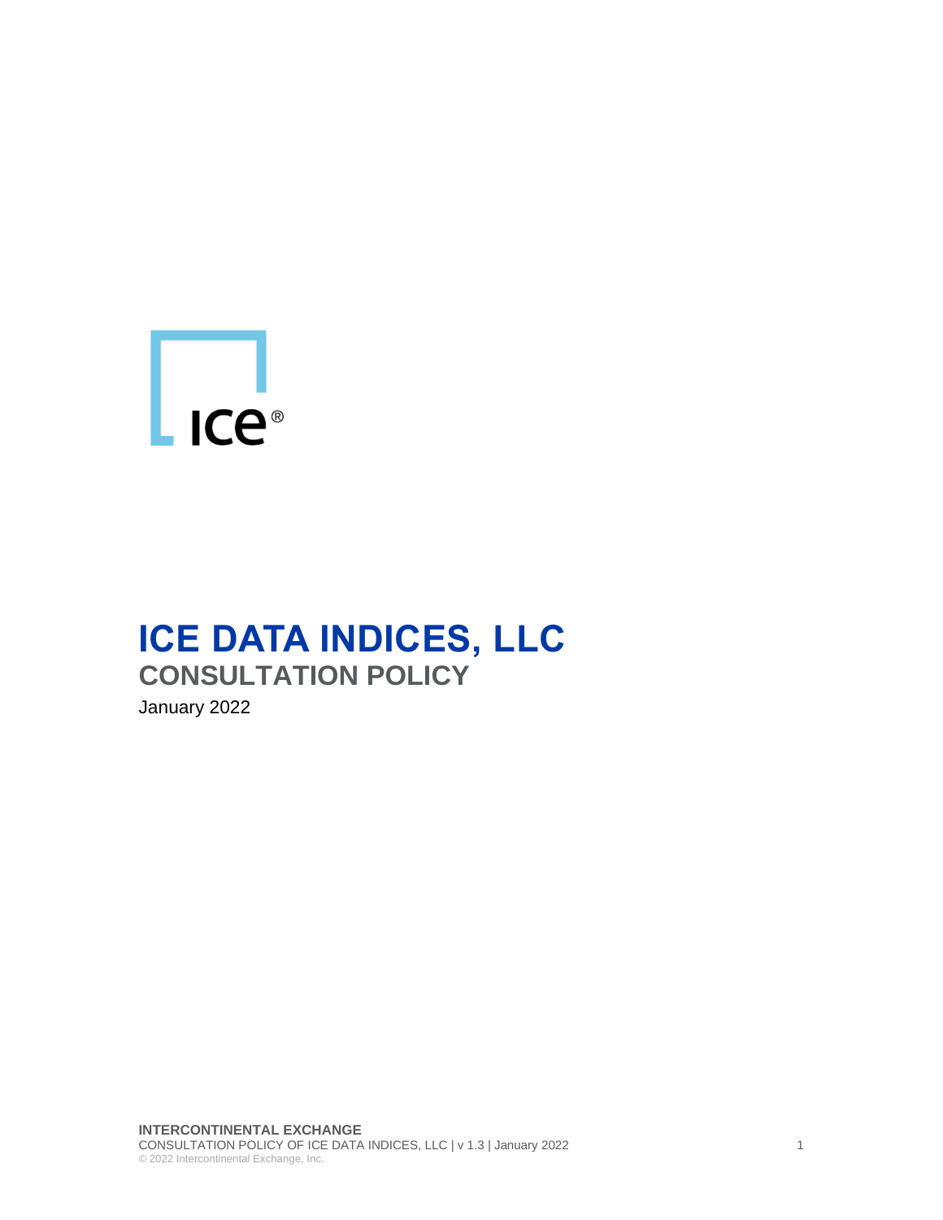# ICE DATA INDICES, LLC

## CONSULTATION POLICY

January 2022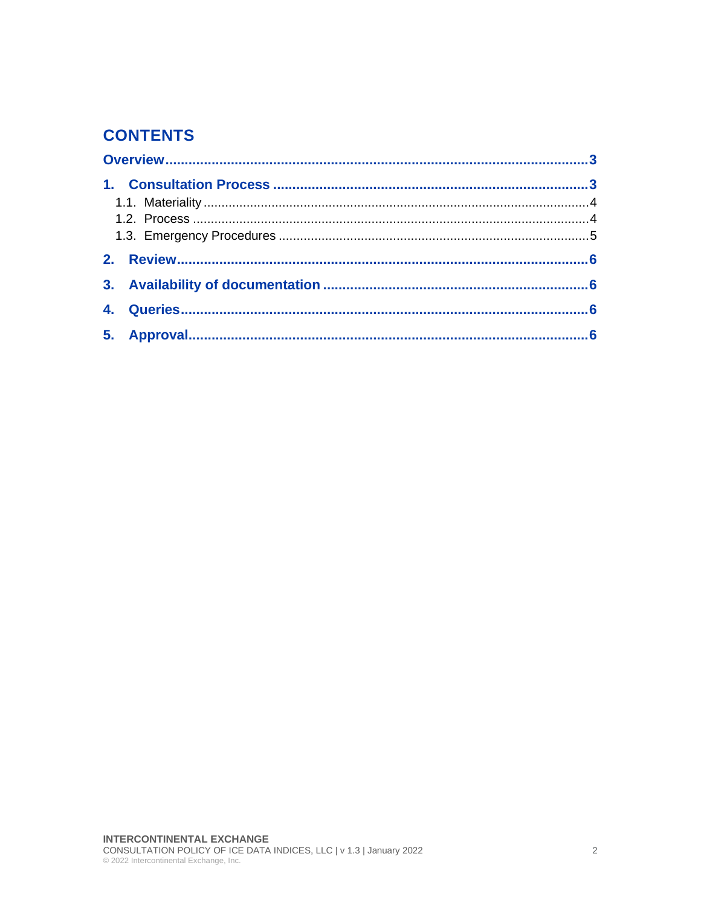## CONTENTS

- **Overview** .......... 3
- **1. Consultation Process** .......... 3
  - 1.1. Materiality .......... 4
  - 1.2. Process .......... 4
  - 1.3. Emergency Procedures .......... 5
- **2. Review** .......... 6
- **3. Availability of documentation** .......... 6
- **4. Queries** .......... 6
- **5. Approval** .......... 6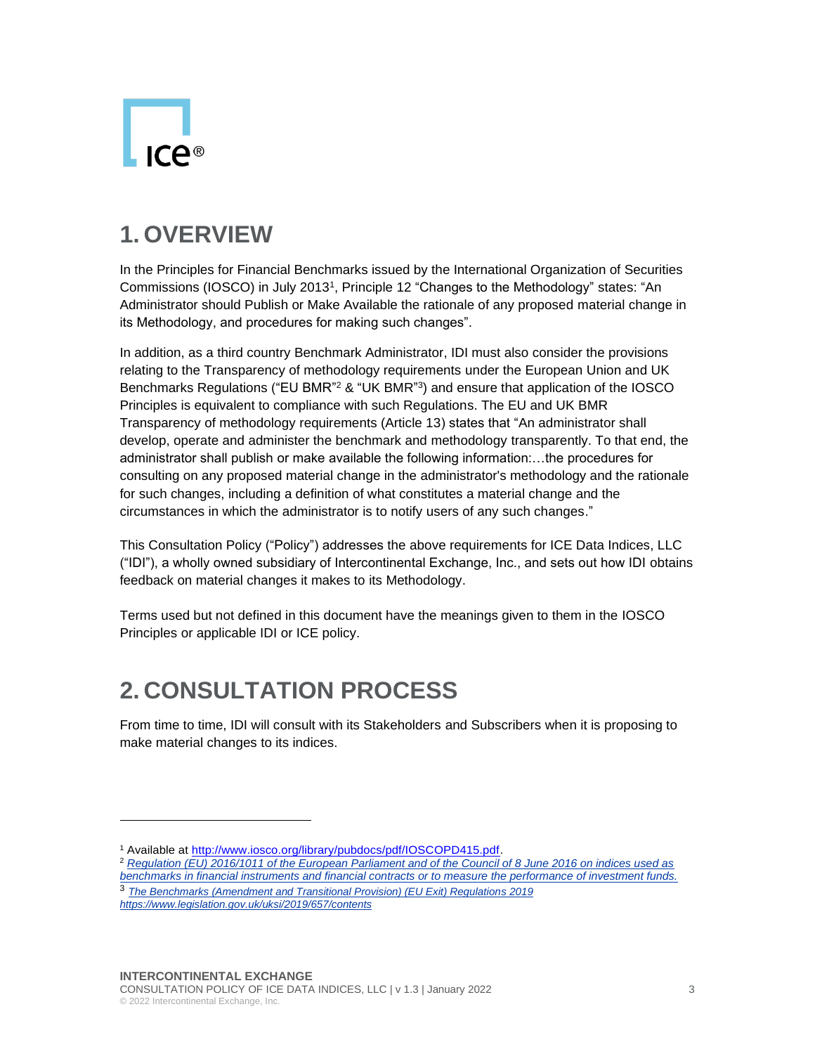# 1. OVERVIEW

In the Principles for Financial Benchmarks issued by the International Organization of Securities Commissions (IOSCO) in July 2013[1], Principle 12 "Changes to the Methodology" states: "An Administrator should Publish or Make Available the rationale of any proposed material change in its Methodology, and procedures for making such changes".

In addition, as a third country Benchmark Administrator, IDI must also consider the provisions relating to the Transparency of methodology requirements under the European Union and UK Benchmarks Regulations ("EU BMR"[2] & "UK BMR"[3]) and ensure that application of the IOSCO Principles is equivalent to compliance with such Regulations. The EU and UK BMR Transparency of methodology requirements (Article 13) states that "An administrator shall develop, operate and administer the benchmark and methodology transparently. To that end, the administrator shall publish or make available the following information:…the procedures for consulting on any proposed material change in the administrator's methodology and the rationale for such changes, including a definition of what constitutes a material change and the circumstances in which the administrator is to notify users of any such changes."

This Consultation Policy ("Policy") addresses the above requirements for ICE Data Indices, LLC ("IDI"), a wholly owned subsidiary of Intercontinental Exchange, Inc., and sets out how IDI obtains feedback on material changes it makes to its Methodology.

Terms used but not defined in this document have the meanings given to them in the IOSCO Principles or applicable IDI or ICE policy.

# 2. CONSULTATION PROCESS

From time to time, IDI will consult with its Stakeholders and Subscribers when it is proposing to make material changes to its indices.

---

[1] Available at http://www.iosco.org/library/pubdocs/pdf/IOSCOPD415.pdf.

[2] *Regulation (EU) 2016/1011 of the European Parliament and of the Council of 8 June 2016 on indices used as benchmarks in financial instruments and financial contracts or to measure the performance of investment funds.*

[3] *The Benchmarks (Amendment and Transitional Provision) (EU Exit) Regulations 2019 https://www.legislation.gov.uk/uksi/2019/657/contents*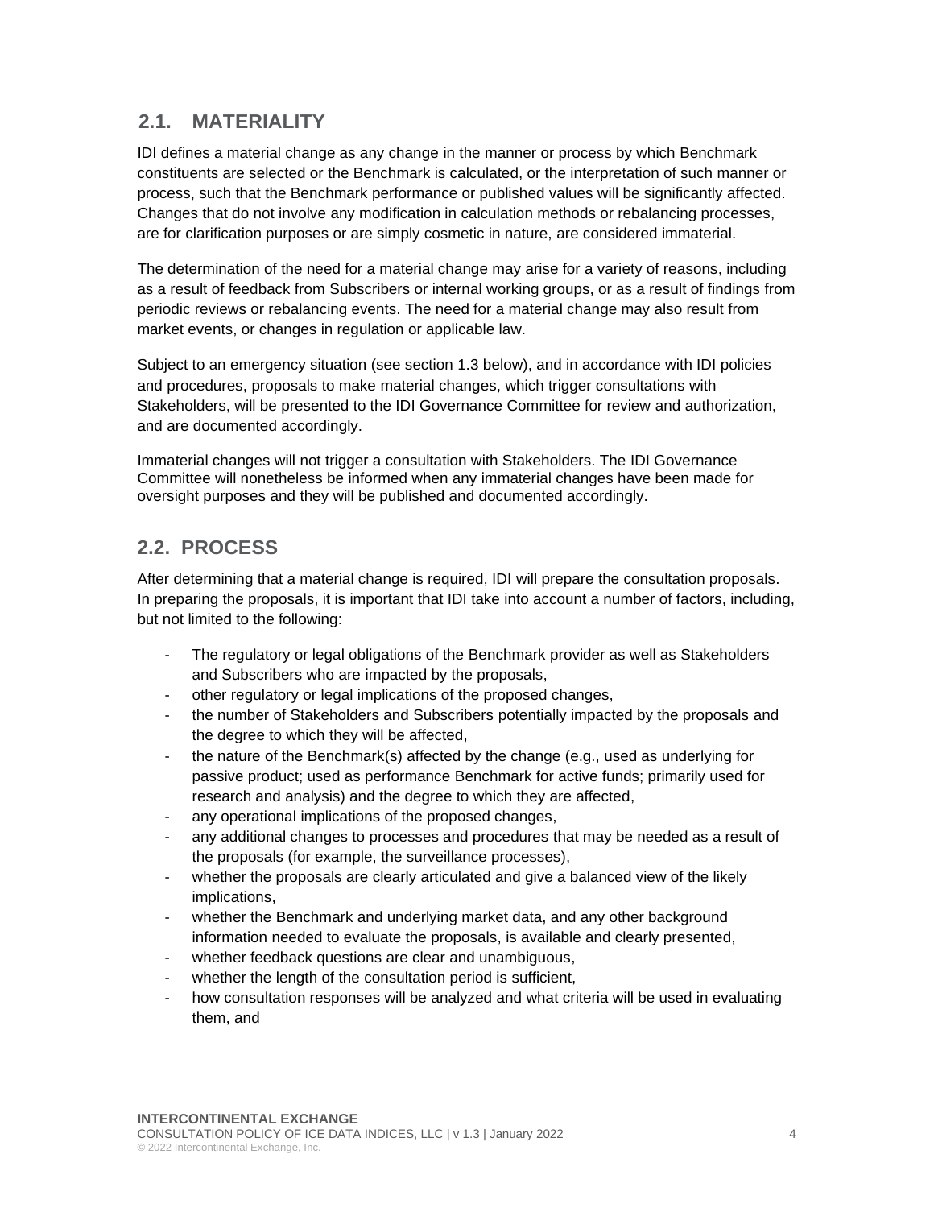## 2.1. MATERIALITY

IDI defines a material change as any change in the manner or process by which Benchmark constituents are selected or the Benchmark is calculated, or the interpretation of such manner or process, such that the Benchmark performance or published values will be significantly affected. Changes that do not involve any modification in calculation methods or rebalancing processes, are for clarification purposes or are simply cosmetic in nature, are considered immaterial.

The determination of the need for a material change may arise for a variety of reasons, including as a result of feedback from Subscribers or internal working groups, or as a result of findings from periodic reviews or rebalancing events. The need for a material change may also result from market events, or changes in regulation or applicable law.

Subject to an emergency situation (see section 1.3 below), and in accordance with IDI policies and procedures, proposals to make material changes, which trigger consultations with Stakeholders, will be presented to the IDI Governance Committee for review and authorization, and are documented accordingly.

Immaterial changes will not trigger a consultation with Stakeholders. The IDI Governance Committee will nonetheless be informed when any immaterial changes have been made for oversight purposes and they will be published and documented accordingly.

## 2.2. PROCESS

After determining that a material change is required, IDI will prepare the consultation proposals. In preparing the proposals, it is important that IDI take into account a number of factors, including, but not limited to the following:

- The regulatory or legal obligations of the Benchmark provider as well as Stakeholders and Subscribers who are impacted by the proposals,
- other regulatory or legal implications of the proposed changes,
- the number of Stakeholders and Subscribers potentially impacted by the proposals and the degree to which they will be affected,
- the nature of the Benchmark(s) affected by the change (e.g., used as underlying for passive product; used as performance Benchmark for active funds; primarily used for research and analysis) and the degree to which they are affected,
- any operational implications of the proposed changes,
- any additional changes to processes and procedures that may be needed as a result of the proposals (for example, the surveillance processes),
- whether the proposals are clearly articulated and give a balanced view of the likely implications,
- whether the Benchmark and underlying market data, and any other background information needed to evaluate the proposals, is available and clearly presented,
- whether feedback questions are clear and unambiguous,
- whether the length of the consultation period is sufficient,
- how consultation responses will be analyzed and what criteria will be used in evaluating them, and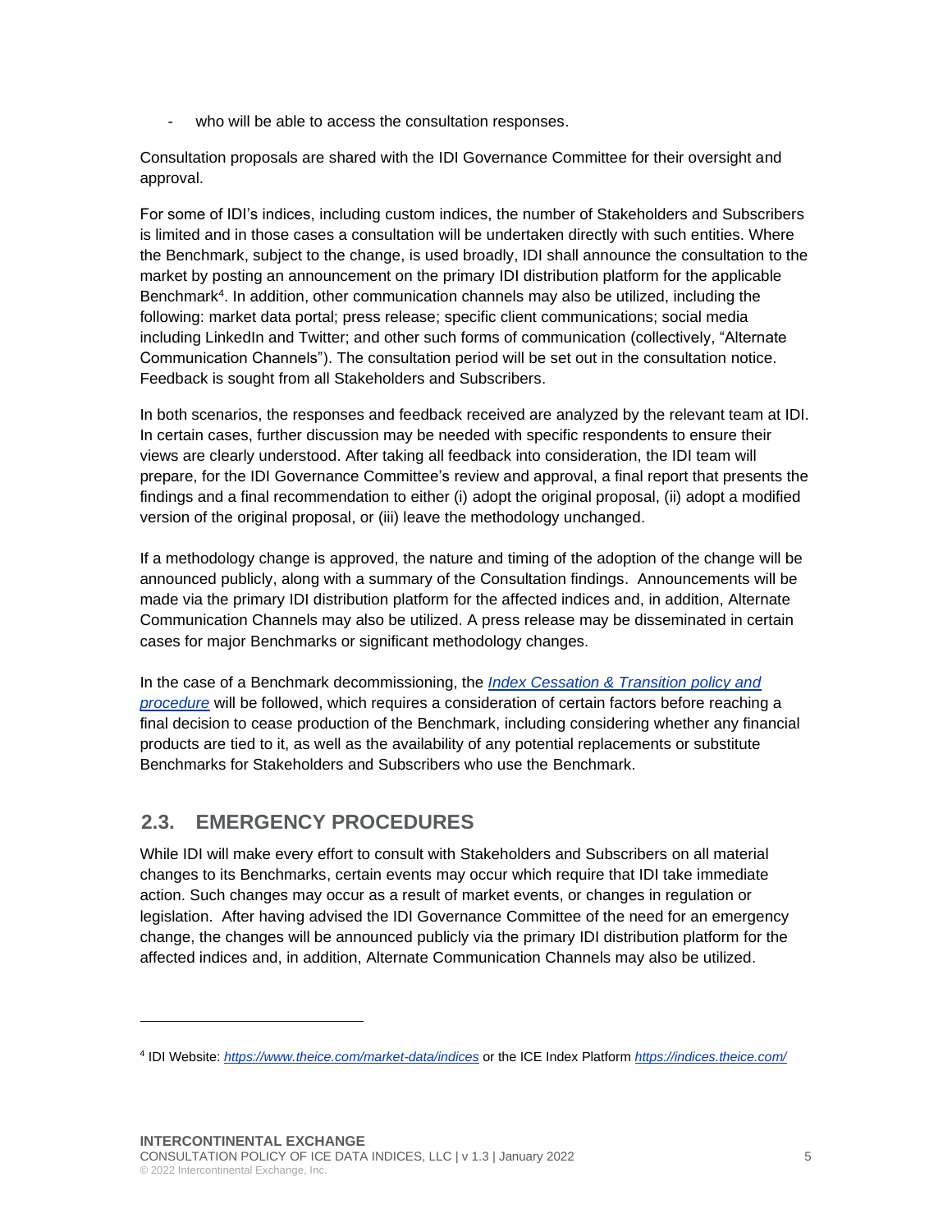- who will be able to access the consultation responses.

Consultation proposals are shared with the IDI Governance Committee for their oversight and approval.

For some of IDI's indices, including custom indices, the number of Stakeholders and Subscribers is limited and in those cases a consultation will be undertaken directly with such entities. Where the Benchmark, subject to the change, is used broadly, IDI shall announce the consultation to the market by posting an announcement on the primary IDI distribution platform for the applicable Benchmark[4]. In addition, other communication channels may also be utilized, including the following: market data portal; press release; specific client communications; social media including LinkedIn and Twitter; and other such forms of communication (collectively, "Alternate Communication Channels"). The consultation period will be set out in the consultation notice. Feedback is sought from all Stakeholders and Subscribers.

In both scenarios, the responses and feedback received are analyzed by the relevant team at IDI. In certain cases, further discussion may be needed with specific respondents to ensure their views are clearly understood. After taking all feedback into consideration, the IDI team will prepare, for the IDI Governance Committee's review and approval, a final report that presents the findings and a final recommendation to either (i) adopt the original proposal, (ii) adopt a modified version of the original proposal, or (iii) leave the methodology unchanged.

If a methodology change is approved, the nature and timing of the adoption of the change will be announced publicly, along with a summary of the Consultation findings. Announcements will be made via the primary IDI distribution platform for the affected indices and, in addition, Alternate Communication Channels may also be utilized. A press release may be disseminated in certain cases for major Benchmarks or significant methodology changes.

In the case of a Benchmark decommissioning, the *Index Cessation & Transition policy and procedure* will be followed, which requires a consideration of certain factors before reaching a final decision to cease production of the Benchmark, including considering whether any financial products are tied to it, as well as the availability of any potential replacements or substitute Benchmarks for Stakeholders and Subscribers who use the Benchmark.

## 2.3. EMERGENCY PROCEDURES

While IDI will make every effort to consult with Stakeholders and Subscribers on all material changes to its Benchmarks, certain events may occur which require that IDI take immediate action. Such changes may occur as a result of market events, or changes in regulation or legislation. After having advised the IDI Governance Committee of the need for an emergency change, the changes will be announced publicly via the primary IDI distribution platform for the affected indices and, in addition, Alternate Communication Channels may also be utilized.

---

[4] IDI Website: *https://www.theice.com/market-data/indices* or the ICE Index Platform *https://indices.theice.com/*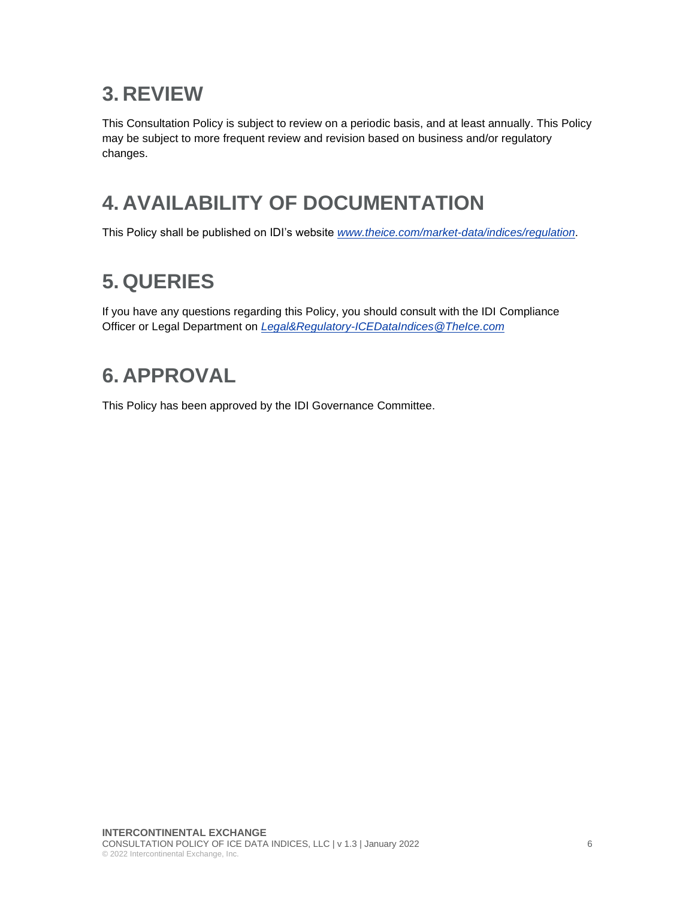# 3. REVIEW

This Consultation Policy is subject to review on a periodic basis, and at least annually. This Policy may be subject to more frequent review and revision based on business and/or regulatory changes.

# 4. AVAILABILITY OF DOCUMENTATION

This Policy shall be published on IDI's website *www.theice.com/market-data/indices/regulation*.

# 5. QUERIES

If you have any questions regarding this Policy, you should consult with the IDI Compliance Officer or Legal Department on *Legal&Regulatory-ICEDataIndices@TheIce.com*

# 6. APPROVAL

This Policy has been approved by the IDI Governance Committee.